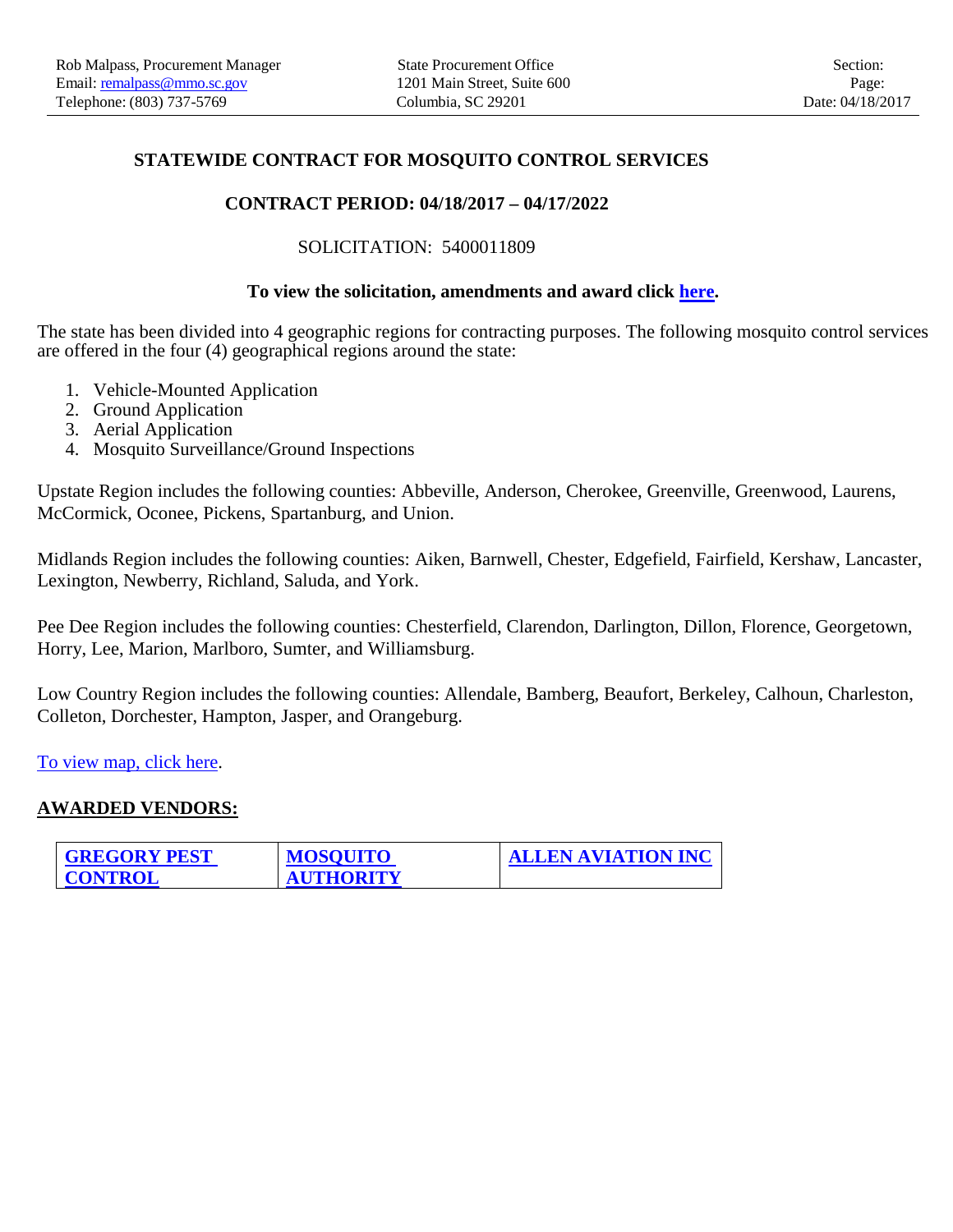# STATEWIDE CONTRACT FOR MOSQUITO CONTROL SERVICES

## CONTRACT PERIOD: 04/18/2017 – 04/17/2022

SOLICITATION: 5400011809

**To view the solicitation, amendments and award click here.**

The state has been divided into 4 geographic regions for contracting purposes. The following mosquito control services are offered in the four (4) geographical regions around the state:

1. Vehicle-Mounted Application
2. Ground Application
3. Aerial Application
4. Mosquito Surveillance/Ground Inspections

Upstate Region includes the following counties: Abbeville, Anderson, Cherokee, Greenville, Greenwood, Laurens, McCormick, Oconee, Pickens, Spartanburg, and Union.

Midlands Region includes the following counties: Aiken, Barnwell, Chester, Edgefield, Fairfield, Kershaw, Lancaster, Lexington, Newberry, Richland, Saluda, and York.

Pee Dee Region includes the following counties: Chesterfield, Clarendon, Darlington, Dillon, Florence, Georgetown, Horry, Lee, Marion, Marlboro, Sumter, and Williamsburg.

Low Country Region includes the following counties: Allendale, Bamberg, Beaufort, Berkeley, Calhoun, Charleston, Colleton, Dorchester, Hampton, Jasper, and Orangeburg.

To view map, click here.

**AWARDED VENDORS:**

| GREGORY PEST CONTROL | MOSQUITO AUTHORITY | ALLEN AVIATION INC |
|---|---|---|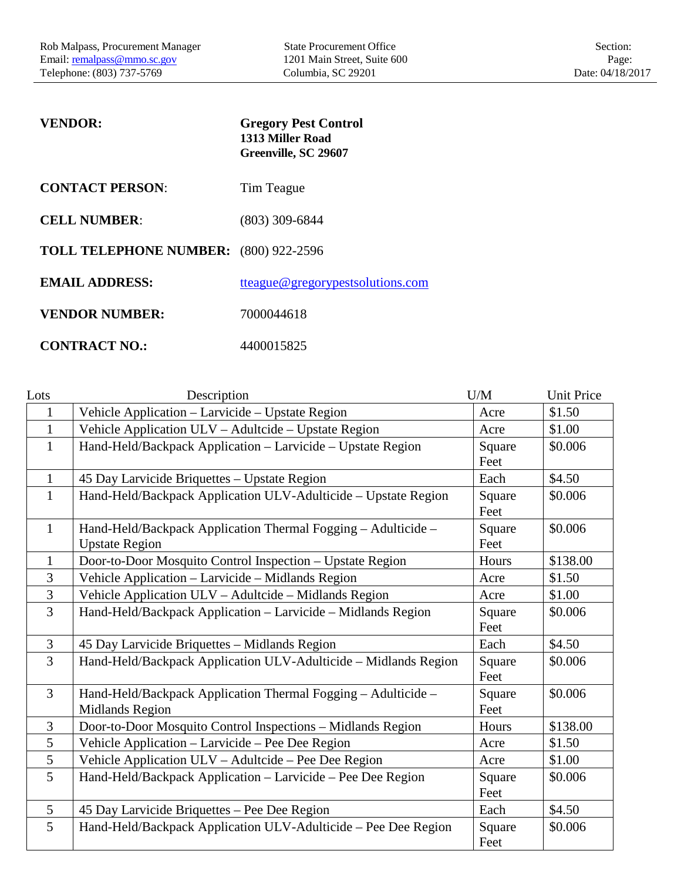**VENDOR:** **Gregory Pest Control**
**1313 Miller Road**
**Greenville, SC 29607**

**CONTACT PERSON**: Tim Teague

**CELL NUMBER**: (803) 309-6844

**TOLL TELEPHONE NUMBER:** (800) 922-2596

**EMAIL ADDRESS:** tteague@gregorypestsolutions.com

**VENDOR NUMBER:** 7000044618

**CONTRACT NO.:** 4400015825

| Lots | Description | U/M | Unit Price |
|---|---|---|---|
| 1 | Vehicle Application – Larvicide – Upstate Region | Acre | $1.50 |
| 1 | Vehicle Application ULV – Adultcide – Upstate Region | Acre | $1.00 |
| 1 | Hand-Held/Backpack Application – Larvicide – Upstate Region | Square Feet | $0.006 |
| 1 | 45 Day Larvicide Briquettes – Upstate Region | Each | $4.50 |
| 1 | Hand-Held/Backpack Application ULV-Adulticide – Upstate Region | Square Feet | $0.006 |
| 1 | Hand-Held/Backpack Application Thermal Fogging – Adulticide – Upstate Region | Square Feet | $0.006 |
| 1 | Door-to-Door Mosquito Control Inspection – Upstate Region | Hours | $138.00 |
| 3 | Vehicle Application – Larvicide – Midlands Region | Acre | $1.50 |
| 3 | Vehicle Application ULV – Adultcide – Midlands Region | Acre | $1.00 |
| 3 | Hand-Held/Backpack Application – Larvicide – Midlands Region | Square Feet | $0.006 |
| 3 | 45 Day Larvicide Briquettes – Midlands Region | Each | $4.50 |
| 3 | Hand-Held/Backpack Application ULV-Adulticide – Midlands Region | Square Feet | $0.006 |
| 3 | Hand-Held/Backpack Application Thermal Fogging – Adulticide – Midlands Region | Square Feet | $0.006 |
| 3 | Door-to-Door Mosquito Control Inspections – Midlands Region | Hours | $138.00 |
| 5 | Vehicle Application – Larvicide – Pee Dee Region | Acre | $1.50 |
| 5 | Vehicle Application ULV – Adultcide – Pee Dee Region | Acre | $1.00 |
| 5 | Hand-Held/Backpack Application – Larvicide – Pee Dee Region | Square Feet | $0.006 |
| 5 | 45 Day Larvicide Briquettes – Pee Dee Region | Each | $4.50 |
| 5 | Hand-Held/Backpack Application ULV-Adulticide – Pee Dee Region | Square Feet | $0.006 |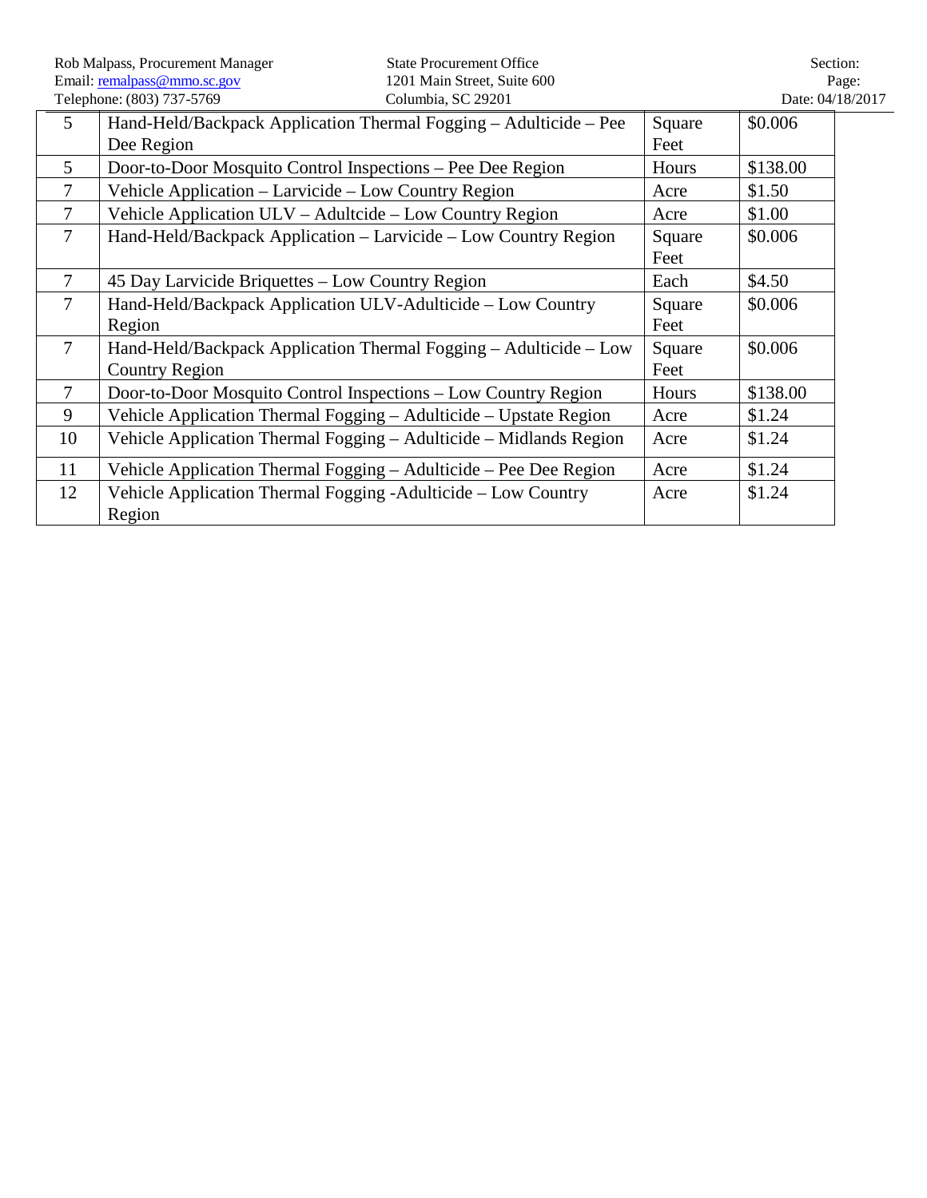| 5 | Hand-Held/Backpack Application Thermal Fogging – Adulticide – Pee Dee Region | Square Feet | $0.006 |
|---|---|---|---|
| 5 | Door-to-Door Mosquito Control Inspections – Pee Dee Region | Hours | $138.00 |
| 7 | Vehicle Application – Larvicide – Low Country Region | Acre | $1.50 |
| 7 | Vehicle Application ULV – Adultcide – Low Country Region | Acre | $1.00 |
| 7 | Hand-Held/Backpack Application – Larvicide – Low Country Region | Square Feet | $0.006 |
| 7 | 45 Day Larvicide Briquettes – Low Country Region | Each | $4.50 |
| 7 | Hand-Held/Backpack Application ULV-Adulticide – Low Country Region | Square Feet | $0.006 |
| 7 | Hand-Held/Backpack Application Thermal Fogging – Adulticide – Low Country Region | Square Feet | $0.006 |
| 7 | Door-to-Door Mosquito Control Inspections – Low Country Region | Hours | $138.00 |
| 9 | Vehicle Application Thermal Fogging – Adulticide – Upstate Region | Acre | $1.24 |
| 10 | Vehicle Application Thermal Fogging – Adulticide – Midlands Region | Acre | $1.24 |
| 11 | Vehicle Application Thermal Fogging – Adulticide – Pee Dee Region | Acre | $1.24 |
| 12 | Vehicle Application Thermal Fogging -Adulticide – Low Country Region | Acre | $1.24 |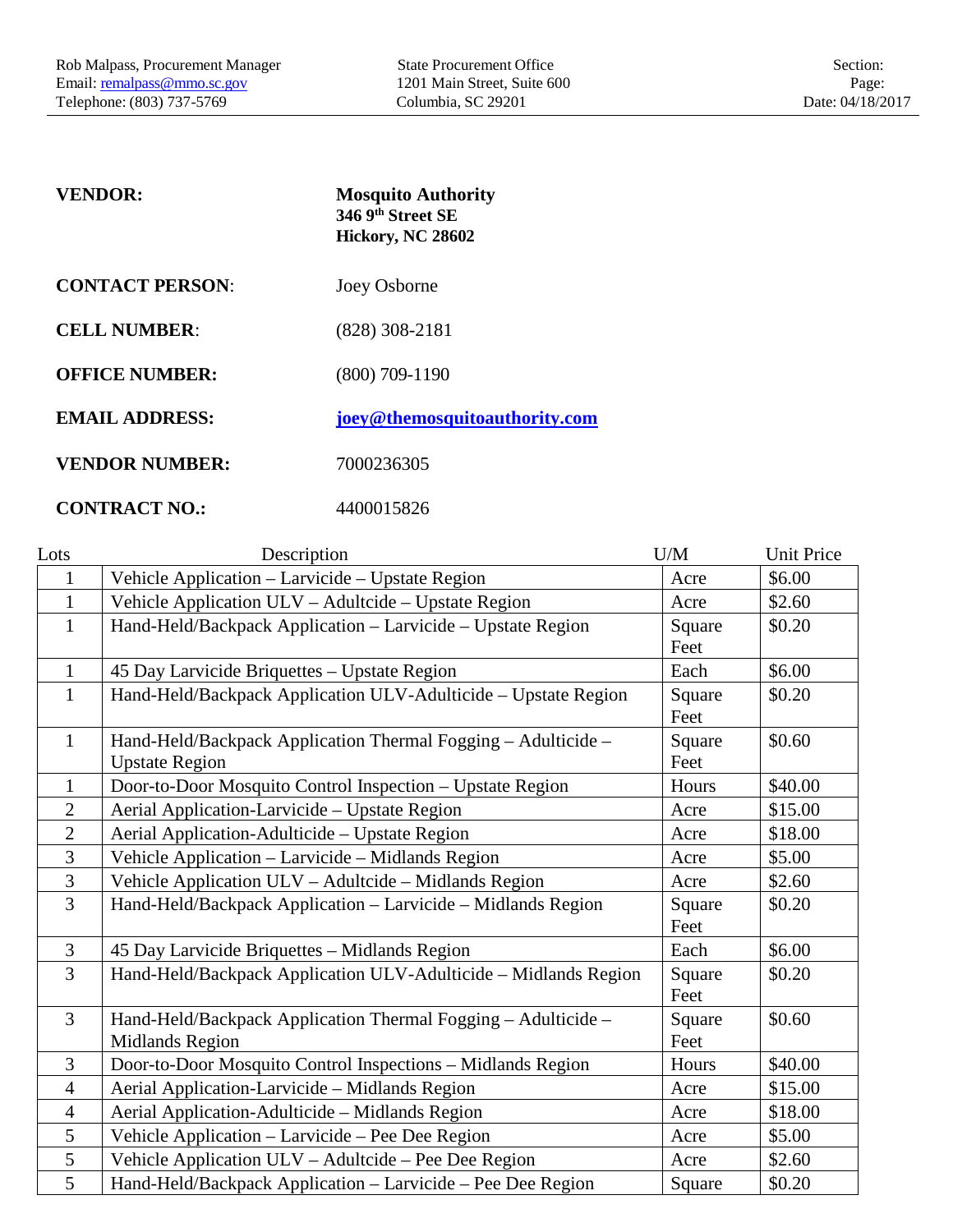**VENDOR:** **Mosquito Authority**
**346 9th Street SE**
**Hickory, NC 28602**

**CONTACT PERSON**: Joey Osborne

**CELL NUMBER**: (828) 308-2181

**OFFICE NUMBER:** (800) 709-1190

**EMAIL ADDRESS:** **joey@themosquitoauthority.com**

**VENDOR NUMBER:** 7000236305

**CONTRACT NO.:** 4400015826

| Lots | Description | U/M | Unit Price |
|---|---|---|---|
| 1 | Vehicle Application – Larvicide – Upstate Region | Acre | $6.00 |
| 1 | Vehicle Application ULV – Adultcide – Upstate Region | Acre | $2.60 |
| 1 | Hand-Held/Backpack Application – Larvicide – Upstate Region | Square Feet | $0.20 |
| 1 | 45 Day Larvicide Briquettes – Upstate Region | Each | $6.00 |
| 1 | Hand-Held/Backpack Application ULV-Adulticide – Upstate Region | Square Feet | $0.20 |
| 1 | Hand-Held/Backpack Application Thermal Fogging – Adulticide – Upstate Region | Square Feet | $0.60 |
| 1 | Door-to-Door Mosquito Control Inspection – Upstate Region | Hours | $40.00 |
| 2 | Aerial Application-Larvicide – Upstate Region | Acre | $15.00 |
| 2 | Aerial Application-Adulticide – Upstate Region | Acre | $18.00 |
| 3 | Vehicle Application – Larvicide – Midlands Region | Acre | $5.00 |
| 3 | Vehicle Application ULV – Adultcide – Midlands Region | Acre | $2.60 |
| 3 | Hand-Held/Backpack Application – Larvicide – Midlands Region | Square Feet | $0.20 |
| 3 | 45 Day Larvicide Briquettes – Midlands Region | Each | $6.00 |
| 3 | Hand-Held/Backpack Application ULV-Adulticide – Midlands Region | Square Feet | $0.20 |
| 3 | Hand-Held/Backpack Application Thermal Fogging – Adulticide – Midlands Region | Square Feet | $0.60 |
| 3 | Door-to-Door Mosquito Control Inspections – Midlands Region | Hours | $40.00 |
| 4 | Aerial Application-Larvicide – Midlands Region | Acre | $15.00 |
| 4 | Aerial Application-Adulticide – Midlands Region | Acre | $18.00 |
| 5 | Vehicle Application – Larvicide – Pee Dee Region | Acre | $5.00 |
| 5 | Vehicle Application ULV – Adultcide – Pee Dee Region | Acre | $2.60 |
| 5 | Hand-Held/Backpack Application – Larvicide – Pee Dee Region | Square | $0.20 |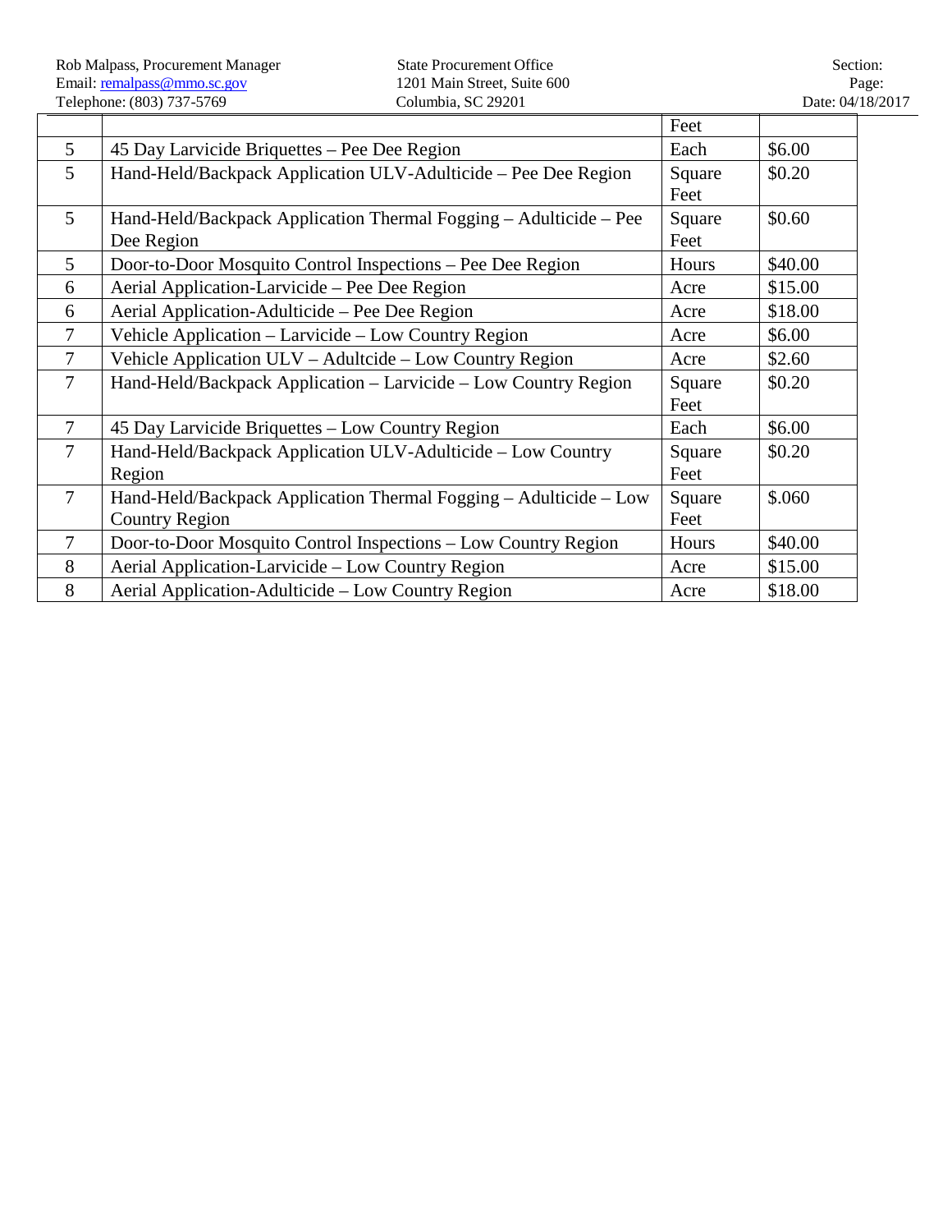| | | Feet | |
|---|---|---|---|
| 5 | 45 Day Larvicide Briquettes – Pee Dee Region | Each | $6.00 |
| 5 | Hand-Held/Backpack Application ULV-Adulticide – Pee Dee Region | Square Feet | $0.20 |
| 5 | Hand-Held/Backpack Application Thermal Fogging – Adulticide – Pee Dee Region | Square Feet | $0.60 |
| 5 | Door-to-Door Mosquito Control Inspections – Pee Dee Region | Hours | $40.00 |
| 6 | Aerial Application-Larvicide – Pee Dee Region | Acre | $15.00 |
| 6 | Aerial Application-Adulticide – Pee Dee Region | Acre | $18.00 |
| 7 | Vehicle Application – Larvicide – Low Country Region | Acre | $6.00 |
| 7 | Vehicle Application ULV – Adultcide – Low Country Region | Acre | $2.60 |
| 7 | Hand-Held/Backpack Application – Larvicide – Low Country Region | Square Feet | $0.20 |
| 7 | 45 Day Larvicide Briquettes – Low Country Region | Each | $6.00 |
| 7 | Hand-Held/Backpack Application ULV-Adulticide – Low Country Region | Square Feet | $0.20 |
| 7 | Hand-Held/Backpack Application Thermal Fogging – Adulticide – Low Country Region | Square Feet | $.060 |
| 7 | Door-to-Door Mosquito Control Inspections – Low Country Region | Hours | $40.00 |
| 8 | Aerial Application-Larvicide – Low Country Region | Acre | $15.00 |
| 8 | Aerial Application-Adulticide – Low Country Region | Acre | $18.00 |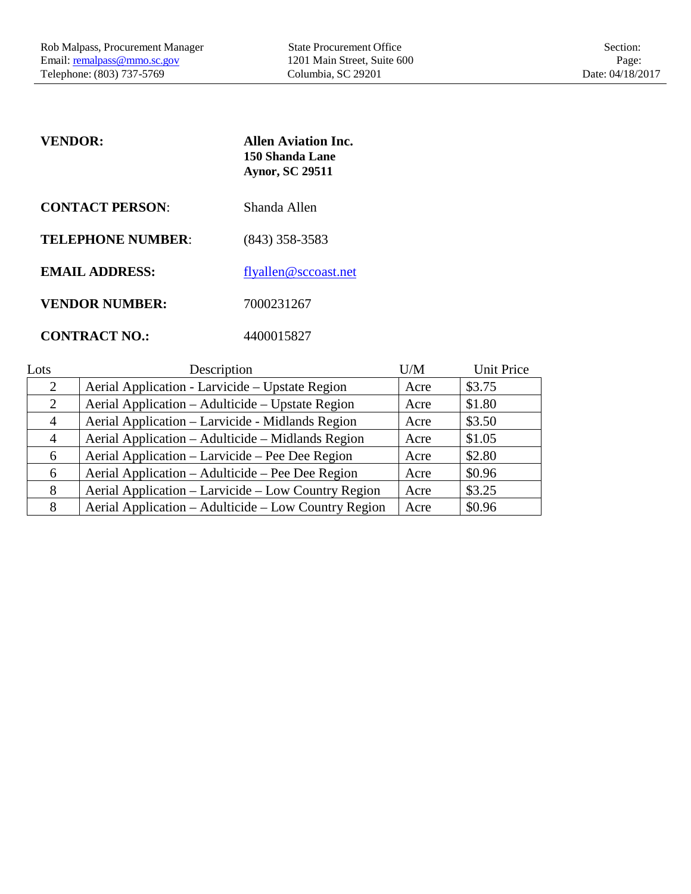**VENDOR:** **Allen Aviation Inc.**
**150 Shanda Lane**
**Aynor, SC 29511**

**CONTACT PERSON**: Shanda Allen

**TELEPHONE NUMBER**: (843) 358-3583

**EMAIL ADDRESS:** flyallen@sccoast.net

**VENDOR NUMBER:** 7000231267

**CONTRACT NO.:** 4400015827

| Lots | Description | U/M | Unit Price |
|---|---|---|---|
| 2 | Aerial Application - Larvicide – Upstate Region | Acre | $3.75 |
| 2 | Aerial Application – Adulticide – Upstate Region | Acre | $1.80 |
| 4 | Aerial Application – Larvicide - Midlands Region | Acre | $3.50 |
| 4 | Aerial Application – Adulticide – Midlands Region | Acre | $1.05 |
| 6 | Aerial Application – Larvicide – Pee Dee Region | Acre | $2.80 |
| 6 | Aerial Application – Adulticide – Pee Dee Region | Acre | $0.96 |
| 8 | Aerial Application – Larvicide – Low Country Region | Acre | $3.25 |
| 8 | Aerial Application – Adulticide – Low Country Region | Acre | $0.96 |